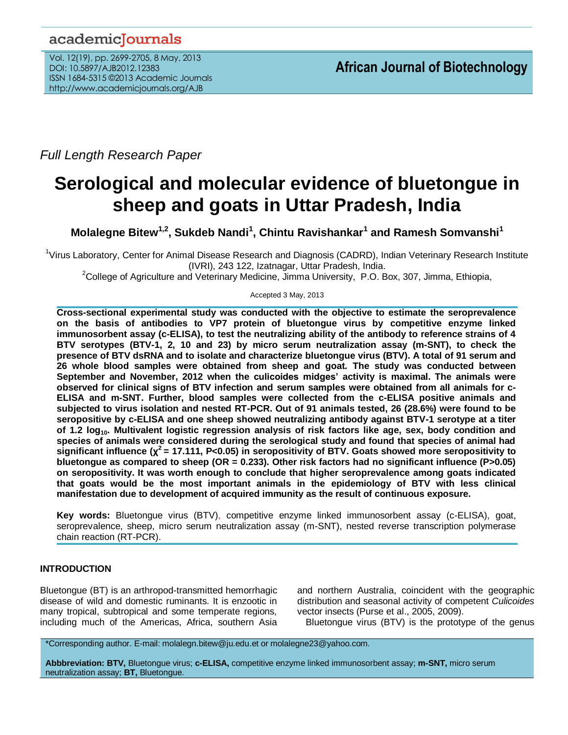*Full Length Research Paper*

# Serological and molecular evidence of bluetongue in sheep and goats in Uttar Pradesh, India

**Molalegne Bitew[1,2], Sukdeb Nandi[1], Chintu Ravishankar[1] and Ramesh Somvanshi[1]**

[1]Virus Laboratory, Center for Animal Disease Research and Diagnosis (CADRD), Indian Veterinary Research Institute (IVRI), 243 122, Izatnagar, Uttar Pradesh, India.

[2]College of Agriculture and Veterinary Medicine, Jimma University, P.O. Box, 307, Jimma, Ethiopia,

Accepted 3 May, 2013

**Cross-sectional experimental study was conducted with the objective to estimate the seroprevalence on the basis of antibodies to VP7 protein of bluetongue virus by competitive enzyme linked immunosorbent assay (c-ELISA), to test the neutralizing ability of the antibody to reference strains of 4 BTV serotypes (BTV-1, 2, 10 and 23) by micro serum neutralization assay (m-SNT), to check the presence of BTV dsRNA and to isolate and characterize bluetongue virus (BTV). A total of 91 serum and 26 whole blood samples were obtained from sheep and goat. The study was conducted between September and November, 2012 when the culicoides midges' activity is maximal. The animals were observed for clinical signs of BTV infection and serum samples were obtained from all animals for c-ELISA and m-SNT. Further, blood samples were collected from the c-ELISA positive animals and subjected to virus isolation and nested RT-PCR. Out of 91 animals tested, 26 (28.6%) were found to be seropositive by c-ELISA and one sheep showed neutralizing antibody against BTV-1 serotype at a titer of 1.2 $\log_{10}$. Multivalent logistic regression analysis of risk factors like age, sex, body condition and species of animals were considered during the serological study and found that species of animal had significant influence ($\chi^2$ = 17.111, P<0.05) in seropositivity of BTV. Goats showed more seropositivity to bluetongue as compared to sheep (OR = 0.233). Other risk factors had no significant influence (P>0.05) on seropositivity. It was worth enough to conclude that higher seroprevalence among goats indicated that goats would be the most important animals in the epidemiology of BTV with less clinical manifestation due to development of acquired immunity as the result of continuous exposure.**

**Key words:** Bluetongue virus (BTV), competitive enzyme linked immunosorbent assay (c-ELISA), goat, seroprevalence, sheep, micro serum neutralization assay (m-SNT), nested reverse transcription polymerase chain reaction (RT-PCR).

## INTRODUCTION

Bluetongue (BT) is an arthropod-transmitted hemorrhagic disease of wild and domestic ruminants. It is enzootic in many tropical, subtropical and some temperate regions, including much of the Americas, Africa, southern Asia and northern Australia, coincident with the geographic distribution and seasonal activity of competent *Culicoides* vector insects (Purse et al., 2005, 2009).

Bluetongue virus (BTV) is the prototype of the genus

*Corresponding author. E-mail: molalegn.bitew@ju.edu.et or molalegne23@yahoo.com.

**Abbbreviation: BTV,** Bluetongue virus; **c-ELISA,** competitive enzyme linked immunosorbent assay; **m-SNT,** micro serum neutralization assay; **BT,** Bluetongue.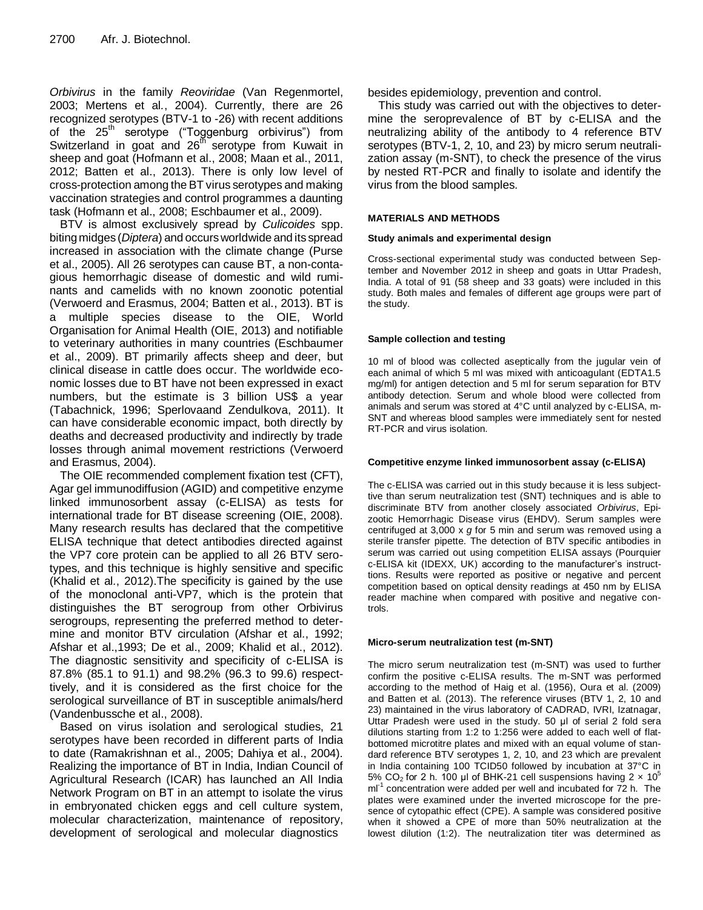*Orbivirus* in the family *Reoviridae* (Van Regenmortel, 2003; Mertens et al., 2004). Currently, there are 26 recognized serotypes (BTV-1 to -26) with recent additions of the 25th serotype ("Toggenburg orbivirus") from Switzerland in goat and 26th serotype from Kuwait in sheep and goat (Hofmann et al., 2008; Maan et al., 2011, 2012; Batten et al., 2013). There is only low level of cross-protection among the BT virus serotypes and making vaccination strategies and control programmes a daunting task (Hofmann et al., 2008; Eschbaumer et al., 2009).

BTV is almost exclusively spread by *Culicoides* spp. biting midges (*Diptera*) and occurs worldwide and its spread increased in association with the climate change (Purse et al., 2005). All 26 serotypes can cause BT, a non-contagious hemorrhagic disease of domestic and wild ruminants and camelids with no known zoonotic potential (Verwoerd and Erasmus, 2004; Batten et al., 2013). BT is a multiple species disease to the OIE, World Organisation for Animal Health (OIE, 2013) and notifiable to veterinary authorities in many countries (Eschbaumer et al., 2009). BT primarily affects sheep and deer, but clinical disease in cattle does occur. The worldwide economic losses due to BT have not been expressed in exact numbers, but the estimate is 3 billion US$ a year (Tabachnick, 1996; Sperlovaand Zendulkova, 2011). It can have considerable economic impact, both directly by deaths and decreased productivity and indirectly by trade losses through animal movement restrictions (Verwoerd and Erasmus, 2004).

The OIE recommended complement fixation test (CFT), Agar gel immunodiffusion (AGID) and competitive enzyme linked immunosorbent assay (c-ELISA) as tests for international trade for BT disease screening (OIE, 2008). Many research results has declared that the competitive ELISA technique that detect antibodies directed against the VP7 core protein can be applied to all 26 BTV serotypes, and this technique is highly sensitive and specific (Khalid et al., 2012).The specificity is gained by the use of the monoclonal anti-VP7, which is the protein that distinguishes the BT serogroup from other Orbivirus serogroups, representing the preferred method to determine and monitor BTV circulation (Afshar et al., 1992; Afshar et al.,1993; De et al., 2009; Khalid et al., 2012). The diagnostic sensitivity and specificity of c-ELISA is 87.8% (85.1 to 91.1) and 98.2% (96.3 to 99.6) respectively, and it is considered as the first choice for the serological surveillance of BT in susceptible animals/herd (Vandenbussche et al., 2008).

Based on virus isolation and serological studies, 21 serotypes have been recorded in different parts of India to date (Ramakrishnan et al., 2005; Dahiya et al., 2004). Realizing the importance of BT in India, Indian Council of Agricultural Research (ICAR) has launched an All India Network Program on BT in an attempt to isolate the virus in embryonated chicken eggs and cell culture system, molecular characterization, maintenance of repository, development of serological and molecular diagnostics besides epidemiology, prevention and control.

This study was carried out with the objectives to determine the seroprevalence of BT by c-ELISA and the neutralizing ability of the antibody to 4 reference BTV serotypes (BTV-1, 2, 10, and 23) by micro serum neutralization assay (m-SNT), to check the presence of the virus by nested RT-PCR and finally to isolate and identify the virus from the blood samples.

## MATERIALS AND METHODS

### Study animals and experimental design

Cross-sectional experimental study was conducted between September and November 2012 in sheep and goats in Uttar Pradesh, India. A total of 91 (58 sheep and 33 goats) were included in this study. Both males and females of different age groups were part of the study.

### Sample collection and testing

10 ml of blood was collected aseptically from the jugular vein of each animal of which 5 ml was mixed with anticoagulant (EDTA1.5 mg/ml) for antigen detection and 5 ml for serum separation for BTV antibody detection. Serum and whole blood were collected from animals and serum was stored at 4°C until analyzed by c-ELISA, m-SNT and whereas blood samples were immediately sent for nested RT-PCR and virus isolation.

### Competitive enzyme linked immunosorbent assay (c-ELISA)

The c-ELISA was carried out in this study because it is less subjecttive than serum neutralization test (SNT) techniques and is able to discriminate BTV from another closely associated *Orbivirus*, Epizootic Hemorrhagic Disease virus (EHDV). Serum samples were centrifuged at 3,000 x *g* for 5 min and serum was removed using a sterile transfer pipette. The detection of BTV specific antibodies in serum was carried out using competition ELISA assays (Pourquier c-ELISA kit (IDEXX, UK) according to the manufacturer's instructtions. Results were reported as positive or negative and percent competition based on optical density readings at 450 nm by ELISA reader machine when compared with positive and negative controls.

### Micro-serum neutralization test (m-SNT)

The micro serum neutralization test (m-SNT) was used to further confirm the positive c-ELISA results. The m-SNT was performed according to the method of Haig et al. (1956), Oura et al. (2009) and Batten et al. (2013). The reference viruses (BTV 1, 2, 10 and 23) maintained in the virus laboratory of CADRAD, IVRI, Izatnagar, Uttar Pradesh were used in the study. 50 µl of serial 2 fold sera dilutions starting from 1:2 to 1:256 were added to each well of flat-bottomed microtitre plates and mixed with an equal volume of standard reference BTV serotypes 1, 2, 10, and 23 which are prevalent in India containing 100 TCID50 followed by incubation at 37°C in 5% $CO_2$ for 2 h. 100 µl of BHK-21 cell suspensions having $2 \times 10^5$ $ml^{-1}$ concentration were added per well and incubated for 72 h. The plates were examined under the inverted microscope for the presence of cytopathic effect (CPE). A sample was considered positive when it showed a CPE of more than 50% neutralization at the lowest dilution (1:2). The neutralization titer was determined as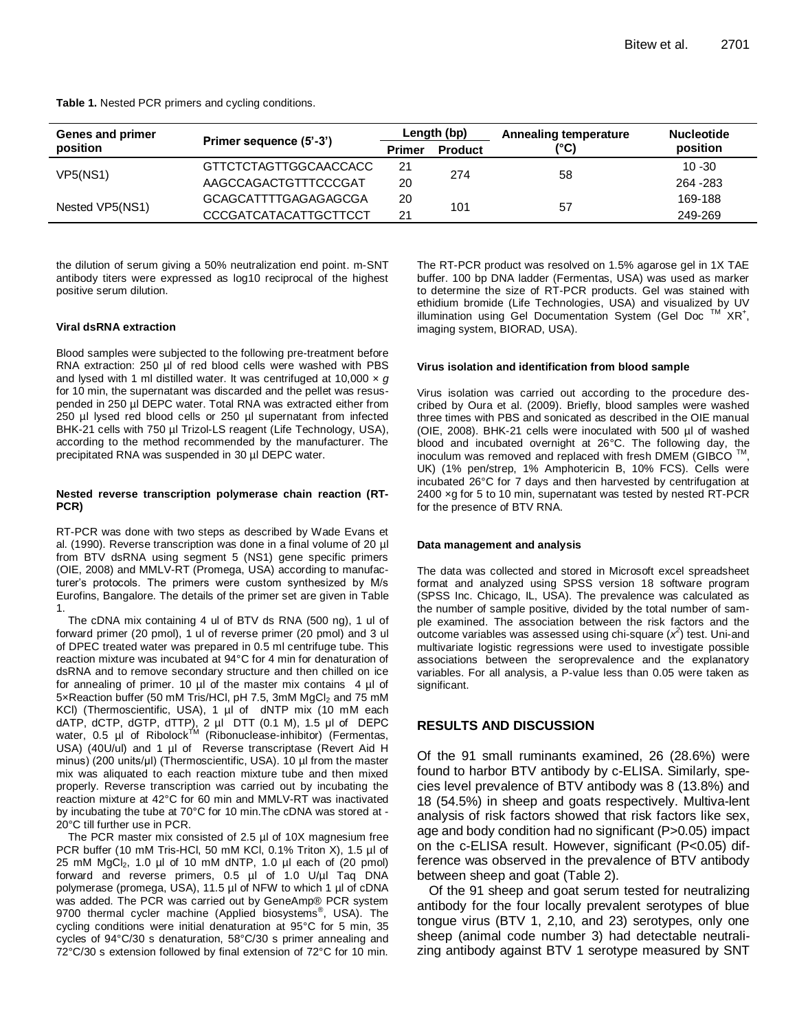**Table 1.** Nested PCR primers and cycling conditions.

| Genes and primer position | Primer sequence (5'-3') | Length (bp) | | Annealing temperature (°C) | Nucleotide position |
|---|---|---|---|---|---|
| | | Primer | Product | | |
| VP5(NS1) | GTTCTCTAGTTGGCAACCACC | 21 | 274 | 58 | 10 -30 |
| | AAGCCAGACTGTTTCCCGAT | 20 | | | 264 -283 |
| Nested VP5(NS1) | GCAGCATTTTGAGAGAGCGA | 20 | 101 | 57 | 169-188 |
| | CCCGATCATACATTGCTTCCT | 21 | | | 249-269 |

the dilution of serum giving a 50% neutralization end point. m-SNT antibody titers were expressed as log10 reciprocal of the highest positive serum dilution.

#### Viral dsRNA extraction

Blood samples were subjected to the following pre-treatment before RNA extraction: 250 µl of red blood cells were washed with PBS and lysed with 1 ml distilled water. It was centrifuged at 10,000 × *g* for 10 min, the supernatant was discarded and the pellet was resuspended in 250 µl DEPC water. Total RNA was extracted either from 250 µl lysed red blood cells or 250 µl supernatant from infected BHK-21 cells with 750 µl Trizol-LS reagent (Life Technology, USA), according to the method recommended by the manufacturer. The precipitated RNA was suspended in 30 µl DEPC water.

#### Nested reverse transcription polymerase chain reaction (RT-PCR)

RT-PCR was done with two steps as described by Wade Evans et al. (1990). Reverse transcription was done in a final volume of 20 µl from BTV dsRNA using segment 5 (NS1) gene specific primers (OIE, 2008) and MMLV-RT (Promega, USA) according to manufacturer's protocols. The primers were custom synthesized by M/s Eurofins, Bangalore. The details of the primer set are given in Table 1.

The cDNA mix containing 4 ul of BTV ds RNA (500 ng), 1 ul of forward primer (20 pmol), 1 ul of reverse primer (20 pmol) and 3 ul of DPEC treated water was prepared in 0.5 ml centrifuge tube. This reaction mixture was incubated at 94°C for 4 min for denaturation of dsRNA and to remove secondary structure and then chilled on ice for annealing of primer. 10 µl of the master mix contains 4 µl of 5×Reaction buffer (50 mM Tris/HCl, pH 7.5, 3mM $MgCl_2$ and 75 mM KCl) (Thermoscientific, USA), 1 µl of dNTP mix (10 mM each dATP, dCTP, dGTP, dTTP), 2 µl DTT (0.1 M), 1.5 µl of DEPC water, 0.5 µl of Ribolock™ (Ribonuclease-inhibitor) (Fermentas, USA) (40U/ul) and 1 µl of Reverse transcriptase (Revert Aid H minus) (200 units/µl) (Thermoscientific, USA). 10 µl from the master mix was aliquated to each reaction mixture tube and then mixed properly. Reverse transcription was carried out by incubating the reaction mixture at 42°C for 60 min and MMLV-RT was inactivated by incubating the tube at 70°C for 10 min.The cDNA was stored at -20°C till further use in PCR.

The PCR master mix consisted of 2.5 µl of 10X magnesium free PCR buffer (10 mM Tris-HCl, 50 mM KCl, 0.1% Triton X), 1.5 µl of 25 mM $MgCl_2$, 1.0 µl of 10 mM dNTP, 1.0 µl each of (20 pmol) forward and reverse primers, 0.5 µl of 1.0 U/µl Taq DNA polymerase (promega, USA), 11.5 µl of NFW to which 1 µl of cDNA was added. The PCR was carried out by GeneAmp® PCR system 9700 thermal cycler machine (Applied biosystems®, USA). The cycling conditions were initial denaturation at 95°C for 5 min, 35 cycles of 94°C/30 s denaturation, 58°C/30 s primer annealing and 72°C/30 s extension followed by final extension of 72°C for 10 min. The RT-PCR product was resolved on 1.5% agarose gel in 1X TAE buffer. 100 bp DNA ladder (Fermentas, USA) was used as marker to determine the size of RT-PCR products. Gel was stained with ethidium bromide (Life Technologies, USA) and visualized by UV illumination using Gel Documentation System (Gel Doc ™ XR+, imaging system, BIORAD, USA).

#### Virus isolation and identification from blood sample

Virus isolation was carried out according to the procedure described by Oura et al. (2009). Briefly, blood samples were washed three times with PBS and sonicated as described in the OIE manual (OIE, 2008). BHK-21 cells were inoculated with 500 µl of washed blood and incubated overnight at 26°C. The following day, the inoculum was removed and replaced with fresh DMEM (GIBCO ™, UK) (1% pen/strep, 1% Amphotericin B, 10% FCS). Cells were incubated 26°C for 7 days and then harvested by centrifugation at 2400 ×g for 5 to 10 min, supernatant was tested by nested RT-PCR for the presence of BTV RNA.

#### Data management and analysis

The data was collected and stored in Microsoft excel spreadsheet format and analyzed using SPSS version 18 software program (SPSS Inc. Chicago, IL, USA). The prevalence was calculated as the number of sample positive, divided by the total number of sample examined. The association between the risk factors and the outcome variables was assessed using chi-square ($x^2$) test. Uni-and multivariate logistic regressions were used to investigate possible associations between the seroprevalence and the explanatory variables. For all analysis, a P-value less than 0.05 were taken as significant.

## RESULTS AND DISCUSSION

Of the 91 small ruminants examined, 26 (28.6%) were found to harbor BTV antibody by c-ELISA. Similarly, species level prevalence of BTV antibody was 8 (13.8%) and 18 (54.5%) in sheep and goats respectively. Multiva-lent analysis of risk factors showed that risk factors like sex, age and body condition had no significant (P>0.05) impact on the c-ELISA result. However, significant (P<0.05) difference was observed in the prevalence of BTV antibody between sheep and goat (Table 2).

Of the 91 sheep and goat serum tested for neutralizing antibody for the four locally prevalent serotypes of blue tongue virus (BTV 1, 2,10, and 23) serotypes, only one sheep (animal code number 3) had detectable neutralizing antibody against BTV 1 serotype measured by SNT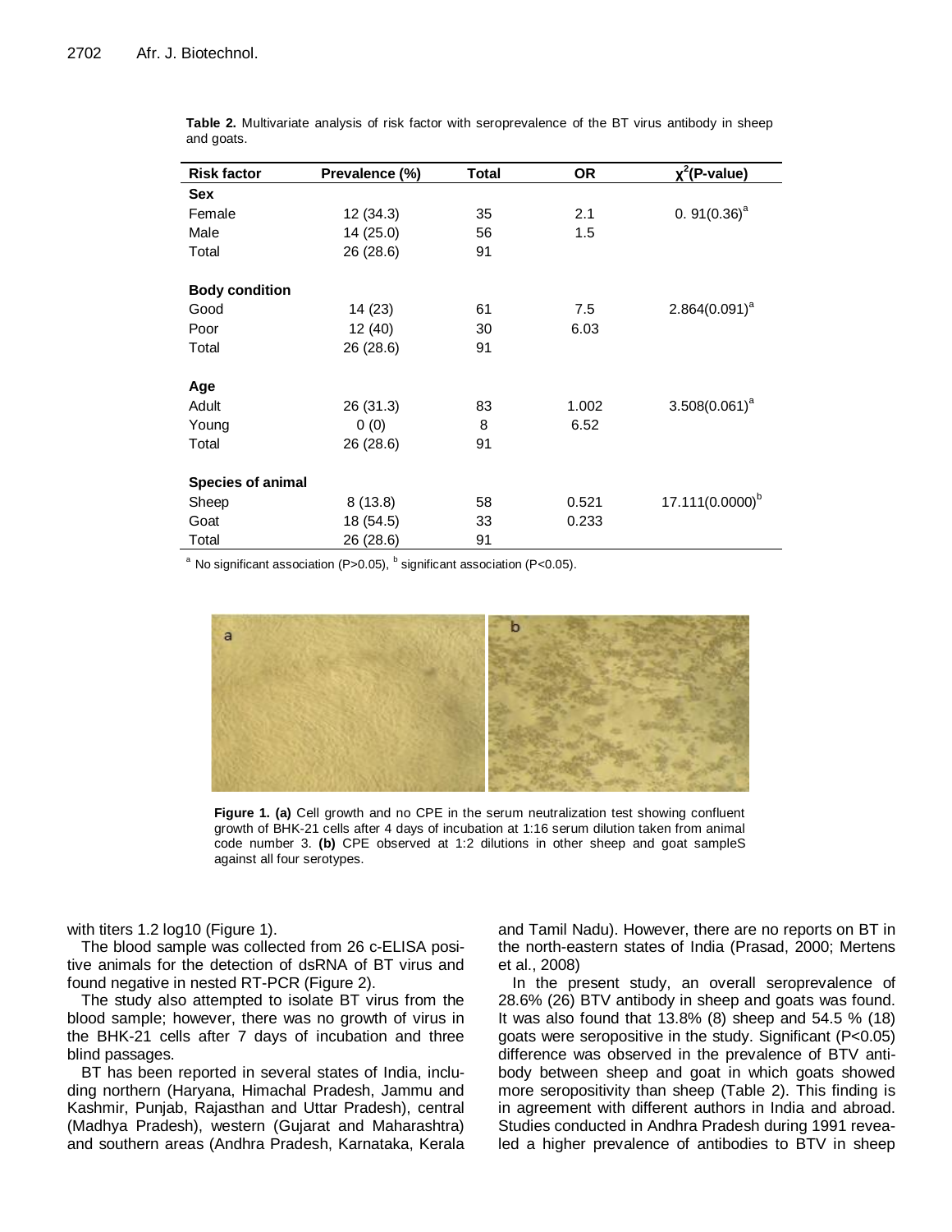**Table 2.** Multivariate analysis of risk factor with seroprevalence of the BT virus antibody in sheep and goats.

| Risk factor | Prevalence (%) | Total | OR | $\chi^2$(P-value) |
|---|---|---|---|---|
| **Sex** | | | | |
| Female | 12 (34.3) | 35 | 2.1 | 0. 91(0.36)[a] |
| Male | 14 (25.0) | 56 | 1.5 | |
| Total | 26 (28.6) | 91 | | |
| **Body condition** | | | | |
| Good | 14 (23) | 61 | 7.5 | 2.864(0.091)[a] |
| Poor | 12 (40) | 30 | 6.03 | |
| Total | 26 (28.6) | 91 | | |
| **Age** | | | | |
| Adult | 26 (31.3) | 83 | 1.002 | 3.508(0.061)[a] |
| Young | 0 (0) | 8 | 6.52 | |
| Total | 26 (28.6) | 91 | | |
| **Species of animal** | | | | |
| Sheep | 8 (13.8) | 58 | 0.521 | 17.111(0.0000)[b] |
| Goat | 18 (54.5) | 33 | 0.233 | |
| Total | 26 (28.6) | 91 | | |

[a] No significant association (P>0.05), [b] significant association (P<0.05).

**Figure 1. (a)** Cell growth and no CPE in the serum neutralization test showing confluent growth of BHK-21 cells after 4 days of incubation at 1:16 serum dilution taken from animal code number 3. **(b)** CPE observed at 1:2 dilutions in other sheep and goat sampleS against all four serotypes.

with titers 1.2 log10 (Figure 1).

The blood sample was collected from 26 c-ELISA positive animals for the detection of dsRNA of BT virus and found negative in nested RT-PCR (Figure 2).

The study also attempted to isolate BT virus from the blood sample; however, there was no growth of virus in the BHK-21 cells after 7 days of incubation and three blind passages.

BT has been reported in several states of India, including northern (Haryana, Himachal Pradesh, Jammu and Kashmir, Punjab, Rajasthan and Uttar Pradesh), central (Madhya Pradesh), western (Gujarat and Maharashtra) and southern areas (Andhra Pradesh, Karnataka, Kerala and Tamil Nadu). However, there are no reports on BT in the north-eastern states of India (Prasad, 2000; Mertens et al., 2008)

In the present study, an overall seroprevalence of 28.6% (26) BTV antibody in sheep and goats was found. It was also found that 13.8% (8) sheep and 54.5 % (18) goats were seropositive in the study. Significant (P<0.05) difference was observed in the prevalence of BTV antibody between sheep and goat in which goats showed more seropositivity than sheep (Table 2). This finding is in agreement with different authors in India and abroad. Studies conducted in Andhra Pradesh during 1991 revealed a higher prevalence of antibodies to BTV in sheep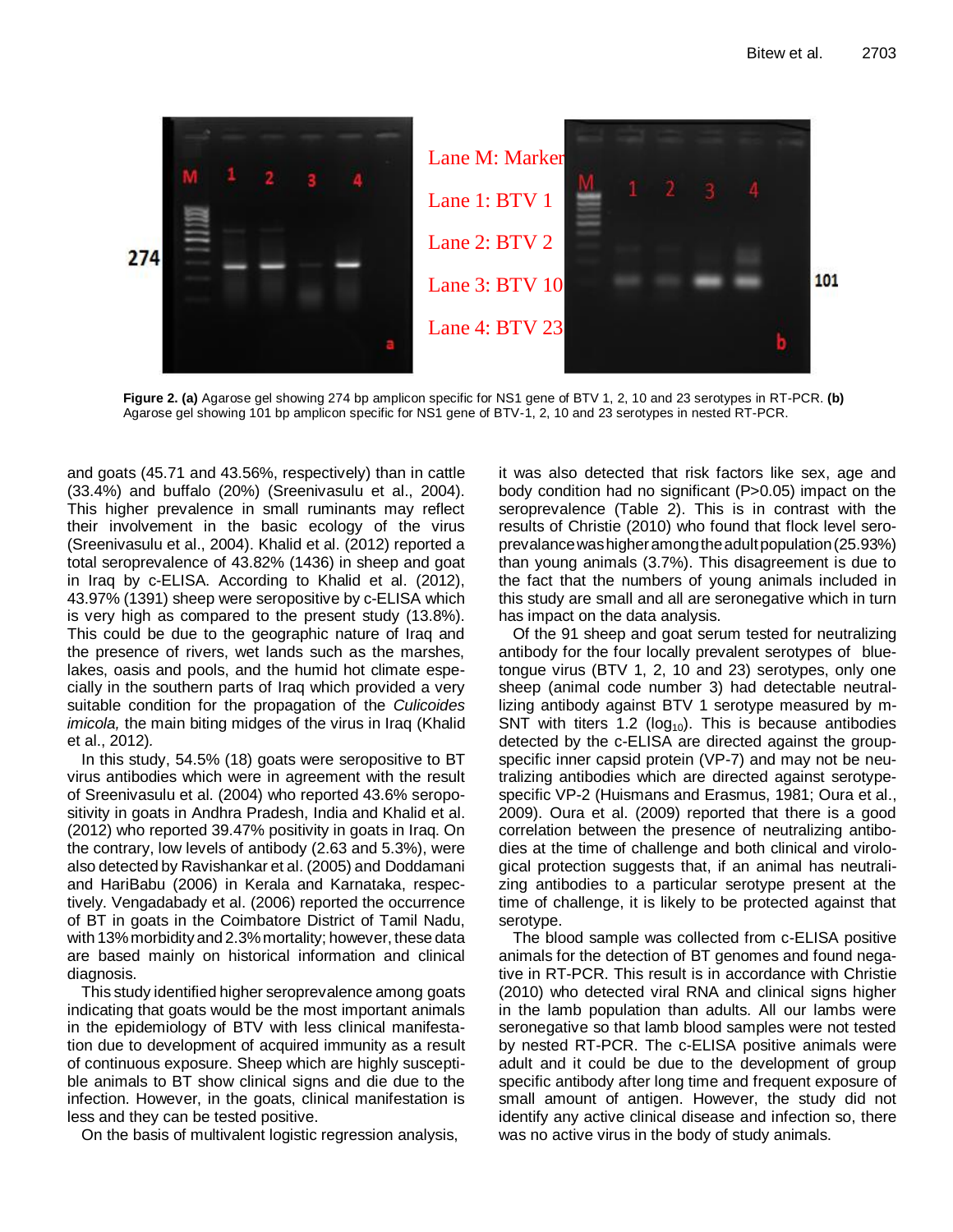Lane M: Marker

Lane 1: BTV 1

Lane 2: BTV 2

Lane 3: BTV 10

Lane 4: BTV 23

**Figure 2. (a)** Agarose gel showing 274 bp amplicon specific for NS1 gene of BTV 1, 2, 10 and 23 serotypes in RT-PCR. **(b)** Agarose gel showing 101 bp amplicon specific for NS1 gene of BTV-1, 2, 10 and 23 serotypes in nested RT-PCR.

and goats (45.71 and 43.56%, respectively) than in cattle (33.4%) and buffalo (20%) (Sreenivasulu et al., 2004). This higher prevalence in small ruminants may reflect their involvement in the basic ecology of the virus (Sreenivasulu et al., 2004). Khalid et al. (2012) reported a total seroprevalence of 43.82% (1436) in sheep and goat in Iraq by c-ELISA. According to Khalid et al. (2012), 43.97% (1391) sheep were seropositive by c-ELISA which is very high as compared to the present study (13.8%). This could be due to the geographic nature of Iraq and the presence of rivers, wet lands such as the marshes, lakes, oasis and pools, and the humid hot climate especially in the southern parts of Iraq which provided a very suitable condition for the propagation of the *Culicoides imicola,* the main biting midges of the virus in Iraq (Khalid et al., 2012)*.*

In this study, 54.5% (18) goats were seropositive to BT virus antibodies which were in agreement with the result of Sreenivasulu et al. (2004) who reported 43.6% seropositivity in goats in Andhra Pradesh, India and Khalid et al. (2012) who reported 39.47% positivity in goats in Iraq. On the contrary, low levels of antibody (2.63 and 5.3%), were also detected by Ravishankar et al. (2005) and Doddamani and HariBabu (2006) in Kerala and Karnataka, respectively. Vengadabady et al. (2006) reported the occurrence of BT in goats in the Coimbatore District of Tamil Nadu, with 13% morbidity and 2.3% mortality; however, these data are based mainly on historical information and clinical diagnosis.

This study identified higher seroprevalence among goats indicating that goats would be the most important animals in the epidemiology of BTV with less clinical manifestation due to development of acquired immunity as a result of continuous exposure. Sheep which are highly susceptible animals to BT show clinical signs and die due to the infection. However, in the goats, clinical manifestation is less and they can be tested positive.

On the basis of multivalent logistic regression analysis, it was also detected that risk factors like sex, age and body condition had no significant (P>0.05) impact on the seroprevalence (Table 2). This is in contrast with the results of Christie (2010) who found that flock level seroprevalance was higher among the adult population (25.93%) than young animals (3.7%). This disagreement is due to the fact that the numbers of young animals included in this study are small and all are seronegative which in turn has impact on the data analysis.

Of the 91 sheep and goat serum tested for neutralizing antibody for the four locally prevalent serotypes of bluetongue virus (BTV 1, 2, 10 and 23) serotypes, only one sheep (animal code number 3) had detectable neutralizing antibody against BTV 1 serotype measured by m-SNT with titers 1.2 ($\log_{10}$). This is because antibodies detected by the c-ELISA are directed against the group-specific inner capsid protein (VP-7) and may not be neutralizing antibodies which are directed against serotype-specific VP-2 (Huismans and Erasmus, 1981; Oura et al., 2009). Oura et al. (2009) reported that there is a good correlation between the presence of neutralizing antibodies at the time of challenge and both clinical and virological protection suggests that, if an animal has neutralizing antibodies to a particular serotype present at the time of challenge, it is likely to be protected against that serotype.

The blood sample was collected from c-ELISA positive animals for the detection of BT genomes and found negative in RT-PCR. This result is in accordance with Christie (2010) who detected viral RNA and clinical signs higher in the lamb population than adults. All our lambs were seronegative so that lamb blood samples were not tested by nested RT-PCR. The c-ELISA positive animals were adult and it could be due to the development of group specific antibody after long time and frequent exposure of small amount of antigen. However, the study did not identify any active clinical disease and infection so, there was no active virus in the body of study animals.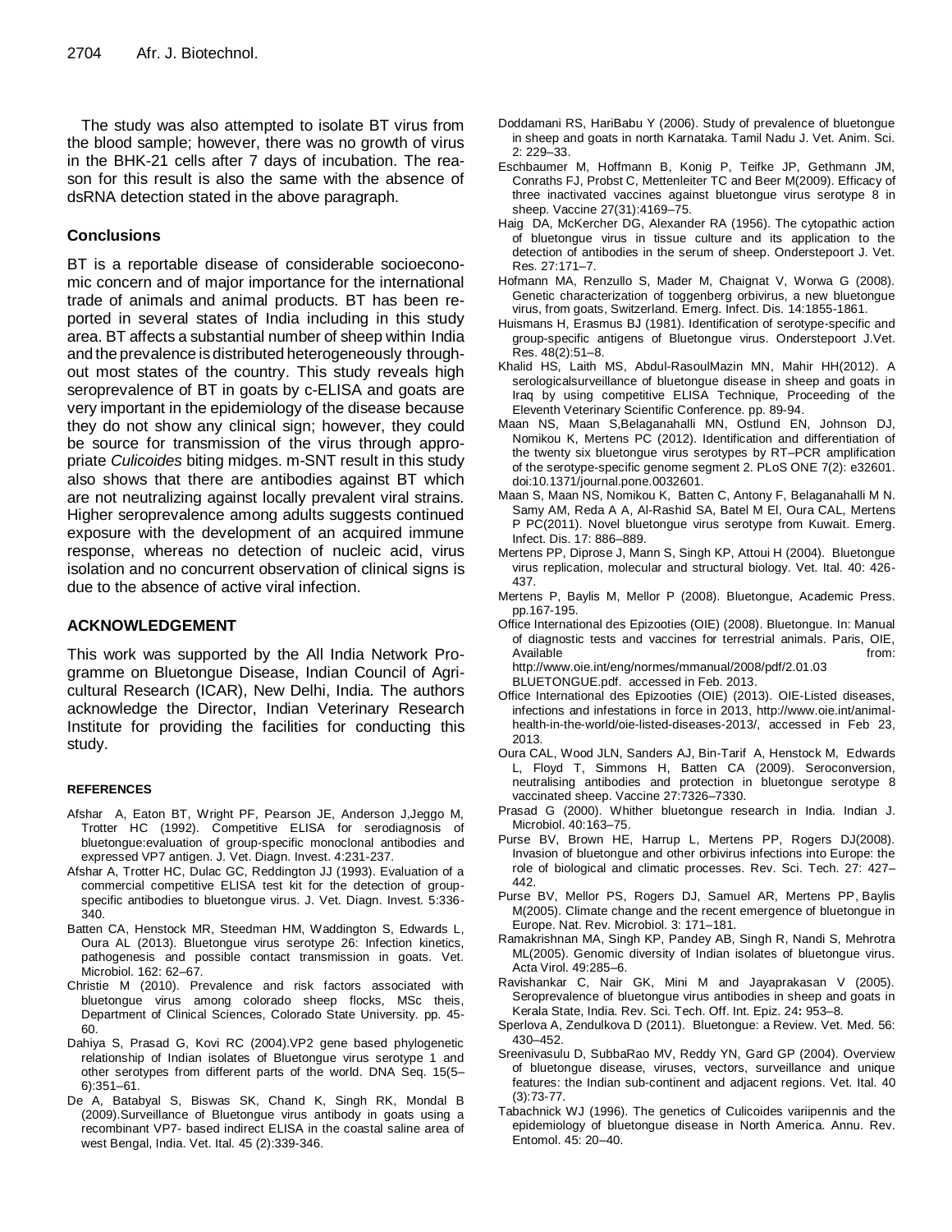The study was also attempted to isolate BT virus from the blood sample; however, there was no growth of virus in the BHK-21 cells after 7 days of incubation. The reason for this result is also the same with the absence of dsRNA detection stated in the above paragraph.

## Conclusions

BT is a reportable disease of considerable socioeconomic concern and of major importance for the international trade of animals and animal products. BT has been reported in several states of India including in this study area. BT affects a substantial number of sheep within India and the prevalence is distributed heterogeneously throughout most states of the country. This study reveals high seroprevalence of BT in goats by c-ELISA and goats are very important in the epidemiology of the disease because they do not show any clinical sign; however, they could be source for transmission of the virus through appropriate *Culicoides* biting midges. m-SNT result in this study also shows that there are antibodies against BT which are not neutralizing against locally prevalent viral strains. Higher seroprevalence among adults suggests continued exposure with the development of an acquired immune response, whereas no detection of nucleic acid, virus isolation and no concurrent observation of clinical signs is due to the absence of active viral infection.

## ACKNOWLEDGEMENT

This work was supported by the All India Network Programme on Bluetongue Disease, Indian Council of Agricultural Research (ICAR), New Delhi, India. The authors acknowledge the Director, Indian Veterinary Research Institute for providing the facilities for conducting this study.

## REFERENCES

Afshar A, Eaton BT, Wright PF, Pearson JE, Anderson J,Jeggo M, Trotter HC (1992). Competitive ELISA for serodiagnosis of bluetongue:evaluation of group-specific monoclonal antibodies and expressed VP7 antigen. J. Vet. Diagn. Invest. 4:231-237.

Afshar A, Trotter HC, Dulac GC, Reddington JJ (1993). Evaluation of a commercial competitive ELISA test kit for the detection of group-specific antibodies to bluetongue virus. J. Vet. Diagn. Invest. 5:336-340.

Batten CA, Henstock MR, Steedman HM, Waddington S, Edwards L, Oura AL (2013). Bluetongue virus serotype 26: Infection kinetics, pathogenesis and possible contact transmission in goats. Vet. Microbiol. 162: 62–67.

Christie M (2010). Prevalence and risk factors associated with bluetongue virus among colorado sheep flocks, MSc theis, Department of Clinical Sciences, Colorado State University. pp. 45-60.

Dahiya S, Prasad G, Kovi RC (2004).VP2 gene based phylogenetic relationship of Indian isolates of Bluetongue virus serotype 1 and other serotypes from different parts of the world. DNA Seq. 15(5–6):351–61.

De A, Batabyal S, Biswas SK, Chand K, Singh RK, Mondal B (2009).Surveillance of Bluetongue virus antibody in goats using a recombinant VP7- based indirect ELISA in the coastal saline area of west Bengal, India. Vet. Ital. 45 (2):339-346.

Doddamani RS, HariBabu Y (2006). Study of prevalence of bluetongue in sheep and goats in north Karnataka. Tamil Nadu J. Vet. Anim. Sci. 2: 229–33.

Eschbaumer M, Hoffmann B, Konig P, Teifke JP, Gethmann JM, Conraths FJ, Probst C, Mettenleiter TC and Beer M(2009). Efficacy of three inactivated vaccines against bluetongue virus serotype 8 in sheep. Vaccine 27(31):4169–75.

Haig DA, McKercher DG, Alexander RA (1956). The cytopathic action of bluetongue virus in tissue culture and its application to the detection of antibodies in the serum of sheep. Onderstepoort J. Vet. Res. 27:171–7.

Hofmann MA, Renzullo S, Mader M, Chaignat V, Worwa G (2008). Genetic characterization of toggenberg orbivirus, a new bluetongue virus, from goats, Switzerland. Emerg. Infect. Dis. 14:1855-1861.

Huismans H, Erasmus BJ (1981). Identification of serotype-specific and group-specific antigens of Bluetongue virus. Onderstepoort J.Vet. Res. 48(2):51–8.

Khalid HS, Laith MS, Abdul-RasoulMazin MN, Mahir HH(2012). A serologicalsurveillance of bluetongue disease in sheep and goats in Iraq by using competitive ELISA Technique, Proceeding of the Eleventh Veterinary Scientific Conference. pp. 89-94.

Maan NS, Maan S,Belaganahalli MN, Ostlund EN, Johnson DJ, Nomikou K, Mertens PC (2012). Identification and differentiation of the twenty six bluetongue virus serotypes by RT–PCR amplification of the serotype-specific genome segment 2. PLoS ONE 7(2): e32601. doi:10.1371/journal.pone.0032601.

Maan S, Maan NS, Nomikou K, Batten C, Antony F, Belaganahalli M N. Samy AM, Reda A A, Al-Rashid SA, Batel M El, Oura CAL, Mertens P PC(2011). Novel bluetongue virus serotype from Kuwait. Emerg. Infect. Dis. 17: 886–889.

Mertens PP, Diprose J, Mann S, Singh KP, Attoui H (2004). Bluetongue virus replication, molecular and structural biology. Vet. Ital. 40: 426-437.

Mertens P, Baylis M, Mellor P (2008). Bluetongue, Academic Press. pp.167-195.

Office International des Epizooties (OIE) (2008). Bluetongue. In: Manual of diagnostic tests and vaccines for terrestrial animals. Paris, OIE, Available from: http://www.oie.int/eng/normes/mmanual/2008/pdf/2.01.03 BLUETONGUE.pdf. accessed in Feb. 2013.

Office International des Epizooties (OIE) (2013). OIE-Listed diseases, infections and infestations in force in 2013, http://www.oie.int/animal-health-in-the-world/oie-listed-diseases-2013/, accessed in Feb 23, 2013.

Oura CAL, Wood JLN, Sanders AJ, Bin-Tarif A, Henstock M, Edwards L, Floyd T, Simmons H, Batten CA (2009). Seroconversion, neutralising antibodies and protection in bluetongue serotype 8 vaccinated sheep. Vaccine 27:7326–7330.

Prasad G (2000). Whither bluetongue research in India. Indian J. Microbiol. 40:163–75.

Purse BV, Brown HE, Harrup L, Mertens PP, Rogers DJ(2008). Invasion of bluetongue and other orbivirus infections into Europe: the role of biological and climatic processes. Rev. Sci. Tech. 27: 427–442.

Purse BV, Mellor PS, Rogers DJ, Samuel AR, Mertens PP, Baylis M(2005). Climate change and the recent emergence of bluetongue in Europe. Nat. Rev. Microbiol. 3: 171–181.

Ramakrishnan MA, Singh KP, Pandey AB, Singh R, Nandi S, Mehrotra ML(2005). Genomic diversity of Indian isolates of bluetongue virus. Acta Virol. 49:285–6.

Ravishankar C, Nair GK, Mini M and Jayaprakasan V (2005). Seroprevalence of bluetongue virus antibodies in sheep and goats in Kerala State, India. Rev. Sci. Tech. Off. Int. Epiz. 24**:** 953–8.

Sperlova A, Zendulkova D (2011). Bluetongue: a Review. Vet. Med. 56: 430–452.

Sreenivasulu D, SubbaRao MV, Reddy YN, Gard GP (2004). Overview of bluetongue disease, viruses, vectors, surveillance and unique features: the Indian sub-continent and adjacent regions. Vet. Ital. 40 (3):73-77.

Tabachnick WJ (1996). The genetics of Culicoides variipennis and the epidemiology of bluetongue disease in North America. Annu. Rev. Entomol. 45: 20–40.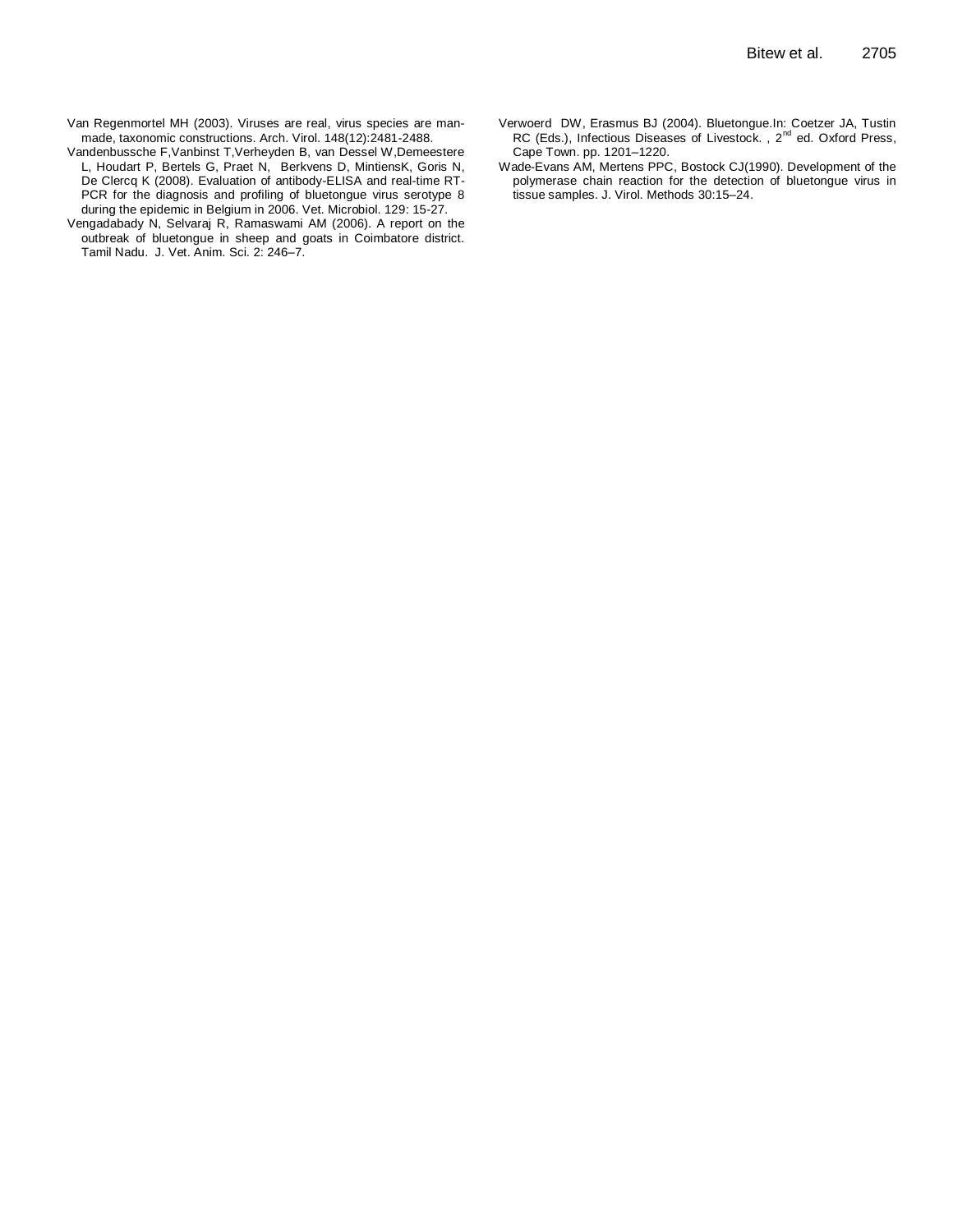Van Regenmortel MH (2003). Viruses are real, virus species are man-made, taxonomic constructions. Arch. Virol. 148(12):2481-2488.

Vandenbussche F,Vanbinst T,Verheyden B, van Dessel W,Demeestere L, Houdart P, Bertels G, Praet N, Berkvens D, MintiensK, Goris N, De Clercq K (2008). Evaluation of antibody-ELISA and real-time RT-PCR for the diagnosis and profiling of bluetongue virus serotype 8 during the epidemic in Belgium in 2006. Vet. Microbiol. 129: 15-27.

Vengadabady N, Selvaraj R, Ramaswami AM (2006). A report on the outbreak of bluetongue in sheep and goats in Coimbatore district. Tamil Nadu. J. Vet. Anim. Sci. 2: 246–7.

Verwoerd DW, Erasmus BJ (2004). Bluetongue.In: Coetzer JA, Tustin RC (Eds.), Infectious Diseases of Livestock. , 2nd ed. Oxford Press, Cape Town. pp. 1201–1220.

Wade-Evans AM, Mertens PPC, Bostock CJ(1990). Development of the polymerase chain reaction for the detection of bluetongue virus in tissue samples. J. Virol. Methods 30:15–24.